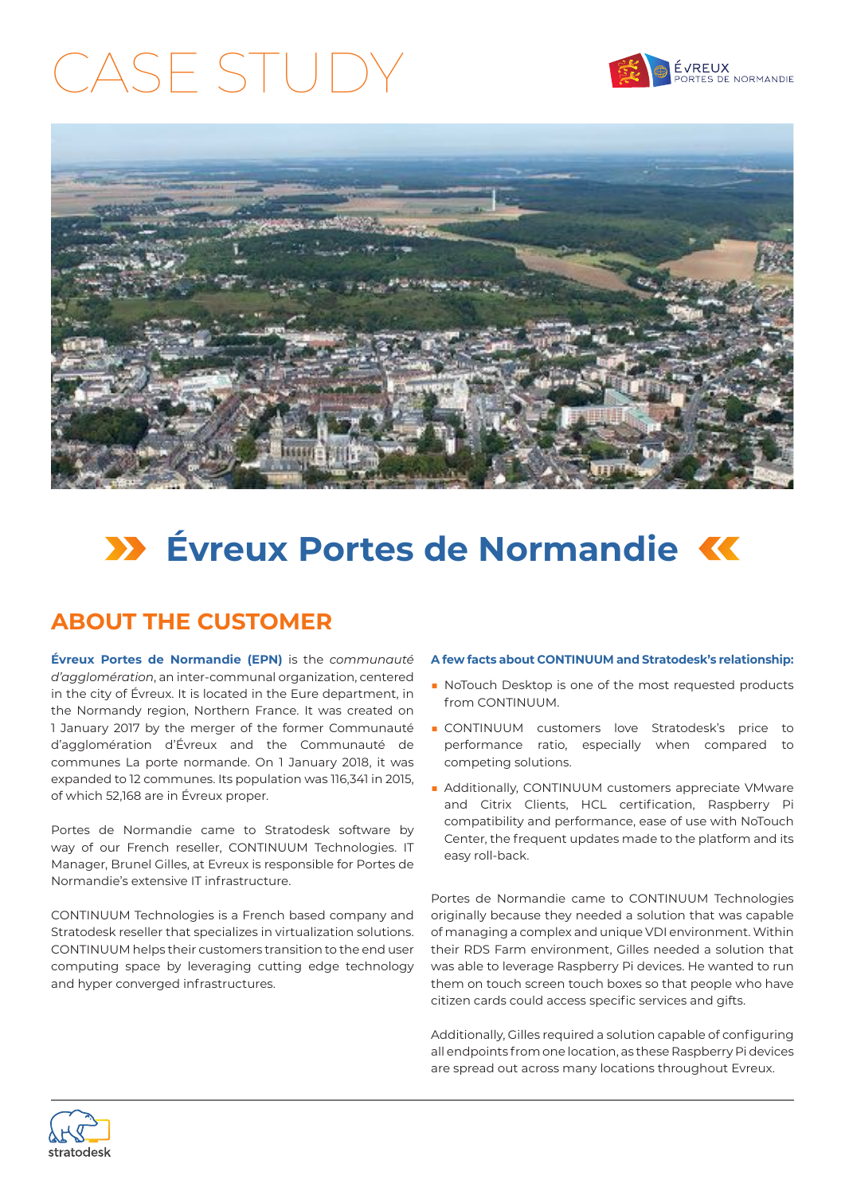# CASE STUDY

ÉVREUX PORTES DE NORMANDIE

# Évreux Portes de Normandie

## ABOUT THE CUSTOMER

**Évreux Portes de Normandie (EPN)** is the *communauté d'agglomération*, an inter-communal organization, centered in the city of Évreux. It is located in the Eure department, in the Normandy region, Northern France. It was created on 1 January 2017 by the merger of the former Communauté d'agglomération d'Évreux and the Communauté de communes La porte normande. On 1 January 2018, it was expanded to 12 communes. Its population was 116,341 in 2015, of which 52,168 are in Évreux proper.

Portes de Normandie came to Stratodesk software by way of our French reseller, CONTINUUM Technologies. IT Manager, Brunel Gilles, at Evreux is responsible for Portes de Normandie's extensive IT infrastructure.

CONTINUUM Technologies is a French based company and Stratodesk reseller that specializes in virtualization solutions. CONTINUUM helps their customers transition to the end user computing space by leveraging cutting edge technology and hyper converged infrastructures.

**A few facts about CONTINUUM and Stratodesk's relationship:**

- NoTouch Desktop is one of the most requested products from CONTINUUM.
- CONTINUUM customers love Stratodesk's price to performance ratio, especially when compared to competing solutions.
- Additionally, CONTINUUM customers appreciate VMware and Citrix Clients, HCL certification, Raspberry Pi compatibility and performance, ease of use with NoTouch Center, the frequent updates made to the platform and its easy roll-back.

Portes de Normandie came to CONTINUUM Technologies originally because they needed a solution that was capable of managing a complex and unique VDI environment. Within their RDS Farm environment, Gilles needed a solution that was able to leverage Raspberry Pi devices. He wanted to run them on touch screen touch boxes so that people who have citizen cards could access specific services and gifts.

Additionally, Gilles required a solution capable of configuring all endpoints from one location, as these Raspberry Pi devices are spread out across many locations throughout Evreux.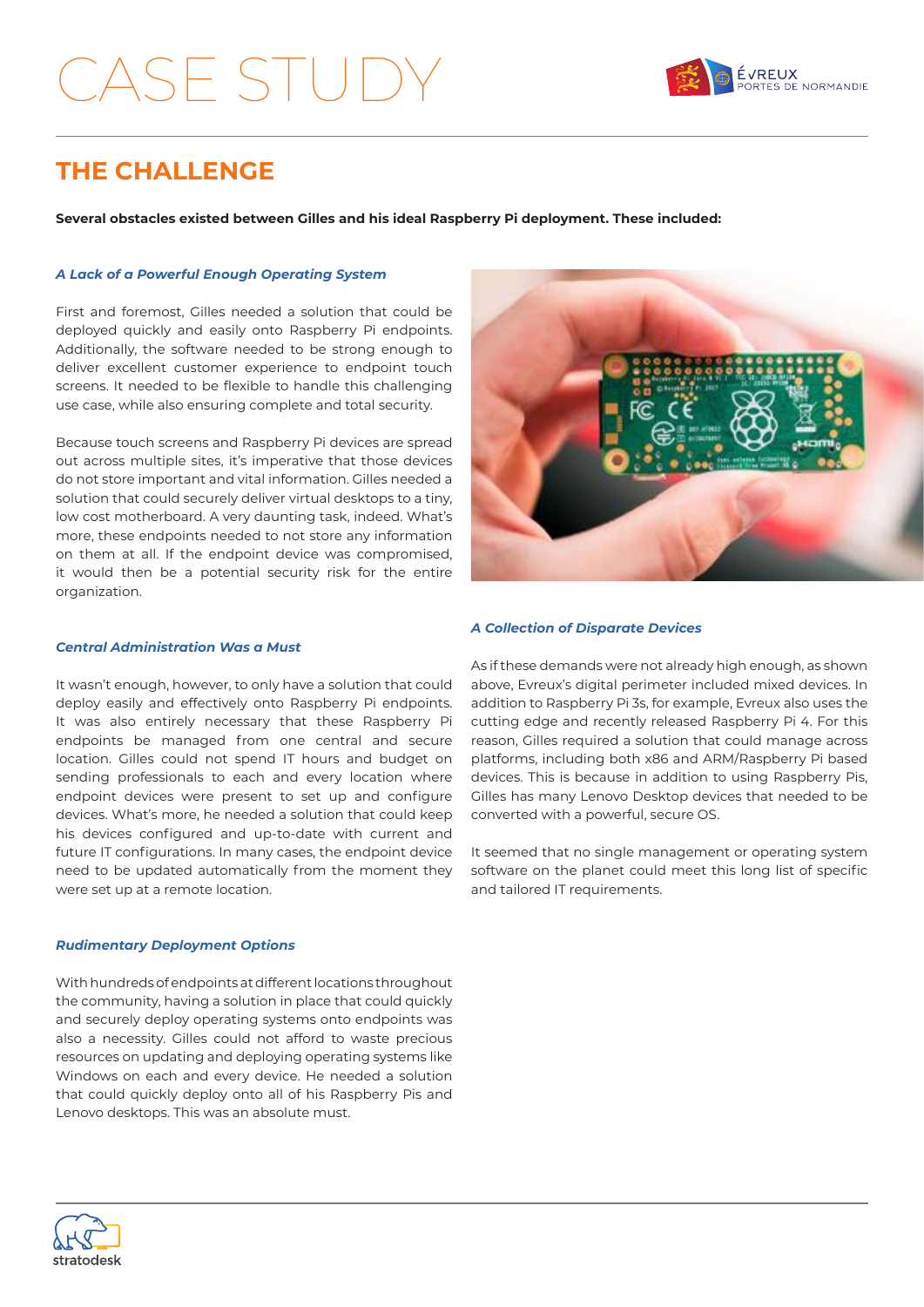# CASE STUDY

## THE CHALLENGE

**Several obstacles existed between Gilles and his ideal Raspberry Pi deployment. These included:**

### *A Lack of a Powerful Enough Operating System*

First and foremost, Gilles needed a solution that could be deployed quickly and easily onto Raspberry Pi endpoints. Additionally, the software needed to be strong enough to deliver excellent customer experience to endpoint touch screens. It needed to be flexible to handle this challenging use case, while also ensuring complete and total security.

Because touch screens and Raspberry Pi devices are spread out across multiple sites, it's imperative that those devices do not store important and vital information. Gilles needed a solution that could securely deliver virtual desktops to a tiny, low cost motherboard. A very daunting task, indeed. What's more, these endpoints needed to not store any information on them at all. If the endpoint device was compromised, it would then be a potential security risk for the entire organization.

### *Central Administration Was a Must*

It wasn't enough, however, to only have a solution that could deploy easily and effectively onto Raspberry Pi endpoints. It was also entirely necessary that these Raspberry Pi endpoints be managed from one central and secure location. Gilles could not spend IT hours and budget on sending professionals to each and every location where endpoint devices were present to set up and configure devices. What's more, he needed a solution that could keep his devices configured and up-to-date with current and future IT configurations. In many cases, the endpoint device need to be updated automatically from the moment they were set up at a remote location.

### *Rudimentary Deployment Options*

With hundreds of endpoints at different locations throughout the community, having a solution in place that could quickly and securely deploy operating systems onto endpoints was also a necessity. Gilles could not afford to waste precious resources on updating and deploying operating systems like Windows on each and every device. He needed a solution that could quickly deploy onto all of his Raspberry Pis and Lenovo desktops. This was an absolute must.

### *A Collection of Disparate Devices*

As if these demands were not already high enough, as shown above, Evreux's digital perimeter included mixed devices. In addition to Raspberry Pi 3s, for example, Evreux also uses the cutting edge and recently released Raspberry Pi 4. For this reason, Gilles required a solution that could manage across platforms, including both x86 and ARM/Raspberry Pi based devices. This is because in addition to using Raspberry Pis, Gilles has many Lenovo Desktop devices that needed to be converted with a powerful, secure OS.

It seemed that no single management or operating system software on the planet could meet this long list of specific and tailored IT requirements.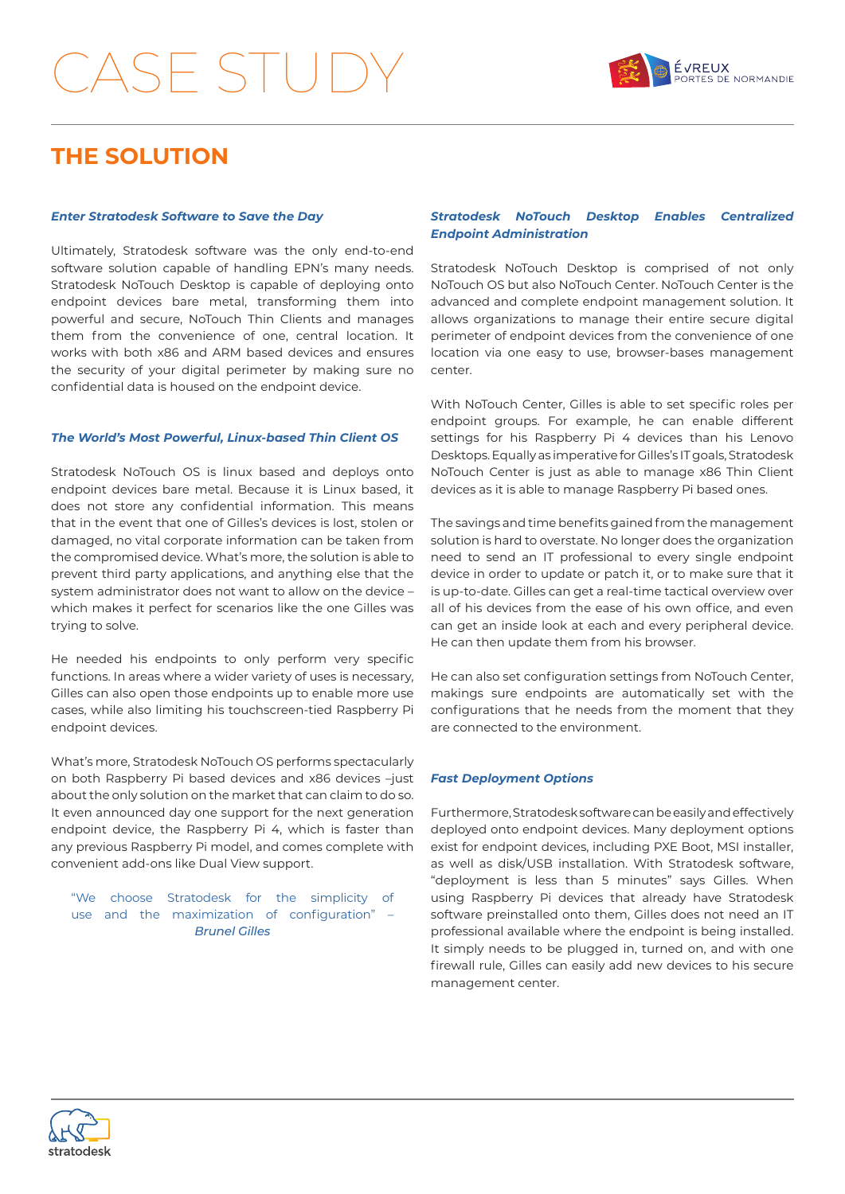# CASE STUDY

## THE SOLUTION

***Enter Stratodesk Software to Save the Day***

Ultimately, Stratodesk software was the only end-to-end software solution capable of handling EPN's many needs. Stratodesk NoTouch Desktop is capable of deploying onto endpoint devices bare metal, transforming them into powerful and secure, NoTouch Thin Clients and manages them from the convenience of one, central location. It works with both x86 and ARM based devices and ensures the security of your digital perimeter by making sure no confidential data is housed on the endpoint device.

***The World's Most Powerful, Linux-based Thin Client OS***

Stratodesk NoTouch OS is linux based and deploys onto endpoint devices bare metal. Because it is Linux based, it does not store any confidential information. This means that in the event that one of Gilles's devices is lost, stolen or damaged, no vital corporate information can be taken from the compromised device. What's more, the solution is able to prevent third party applications, and anything else that the system administrator does not want to allow on the device – which makes it perfect for scenarios like the one Gilles was trying to solve.

He needed his endpoints to only perform very specific functions. In areas where a wider variety of uses is necessary, Gilles can also open those endpoints up to enable more use cases, while also limiting his touchscreen-tied Raspberry Pi endpoint devices.

What's more, Stratodesk NoTouch OS performs spectacularly on both Raspberry Pi based devices and x86 devices –just about the only solution on the market that can claim to do so. It even announced day one support for the next generation endpoint device, the Raspberry Pi 4, which is faster than any previous Raspberry Pi model, and comes complete with convenient add-ons like Dual View support.

> "We choose Stratodesk for the simplicity of use and the maximization of configuration" – *Brunel Gilles*

***Stratodesk NoTouch Desktop Enables Centralized Endpoint Administration***

Stratodesk NoTouch Desktop is comprised of not only NoTouch OS but also NoTouch Center. NoTouch Center is the advanced and complete endpoint management solution. It allows organizations to manage their entire secure digital perimeter of endpoint devices from the convenience of one location via one easy to use, browser-bases management center.

With NoTouch Center, Gilles is able to set specific roles per endpoint groups. For example, he can enable different settings for his Raspberry Pi 4 devices than his Lenovo Desktops. Equally as imperative for Gilles's IT goals, Stratodesk NoTouch Center is just as able to manage x86 Thin Client devices as it is able to manage Raspberry Pi based ones.

The savings and time benefits gained from the management solution is hard to overstate. No longer does the organization need to send an IT professional to every single endpoint device in order to update or patch it, or to make sure that it is up-to-date. Gilles can get a real-time tactical overview over all of his devices from the ease of his own office, and even can get an inside look at each and every peripheral device. He can then update them from his browser.

He can also set configuration settings from NoTouch Center, makings sure endpoints are automatically set with the configurations that he needs from the moment that they are connected to the environment.

***Fast Deployment Options***

Furthermore, Stratodesk software can be easily and effectively deployed onto endpoint devices. Many deployment options exist for endpoint devices, including PXE Boot, MSI installer, as well as disk/USB installation. With Stratodesk software, "deployment is less than 5 minutes" says Gilles. When using Raspberry Pi devices that already have Stratodesk software preinstalled onto them, Gilles does not need an IT professional available where the endpoint is being installed. It simply needs to be plugged in, turned on, and with one firewall rule, Gilles can easily add new devices to his secure management center.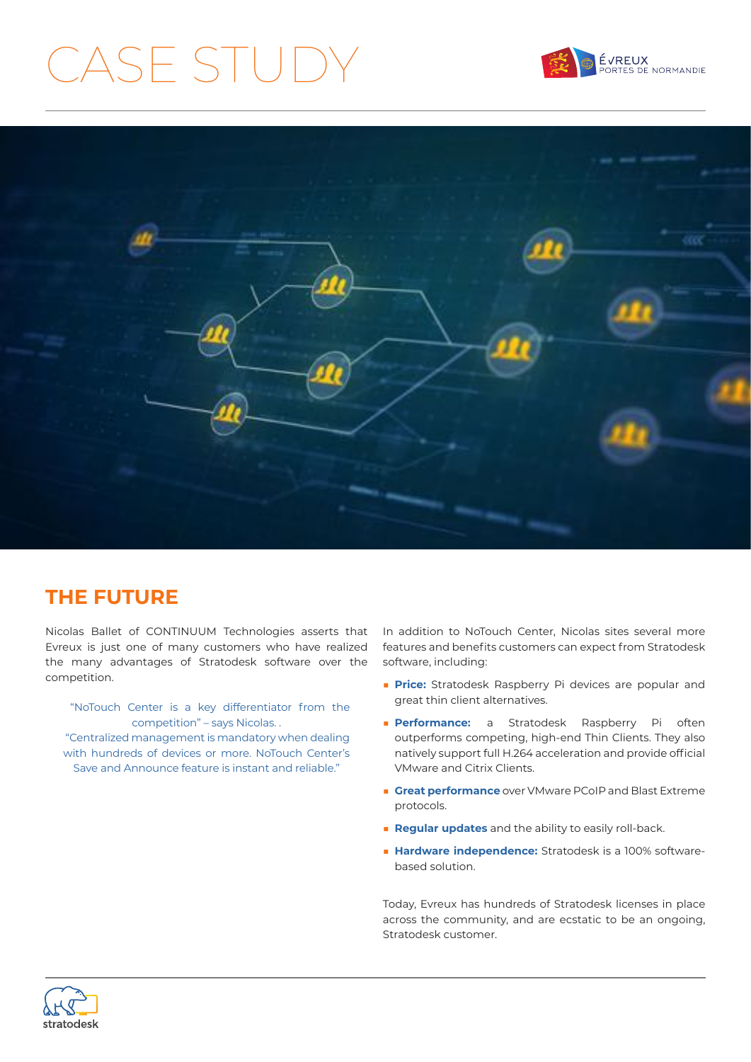# CASE STUDY

## THE FUTURE

Nicolas Ballet of CONTINUUM Technologies asserts that Evreux is just one of many customers who have realized the many advantages of Stratodesk software over the competition.

> "NoTouch Center is a key differentiator from the competition" – says Nicolas. .
> "Centralized management is mandatory when dealing with hundreds of devices or more. NoTouch Center's Save and Announce feature is instant and reliable."

In addition to NoTouch Center, Nicolas sites several more features and benefits customers can expect from Stratodesk software, including:

- **Price:** Stratodesk Raspberry Pi devices are popular and great thin client alternatives.
- **Performance:** a Stratodesk Raspberry Pi often outperforms competing, high-end Thin Clients. They also natively support full H.264 acceleration and provide official VMware and Citrix Clients.
- **Great performance** over VMware PCoIP and Blast Extreme protocols.
- **Regular updates** and the ability to easily roll-back.
- **Hardware independence:** Stratodesk is a 100% software-based solution.

Today, Evreux has hundreds of Stratodesk licenses in place across the community, and are ecstatic to be an ongoing, Stratodesk customer.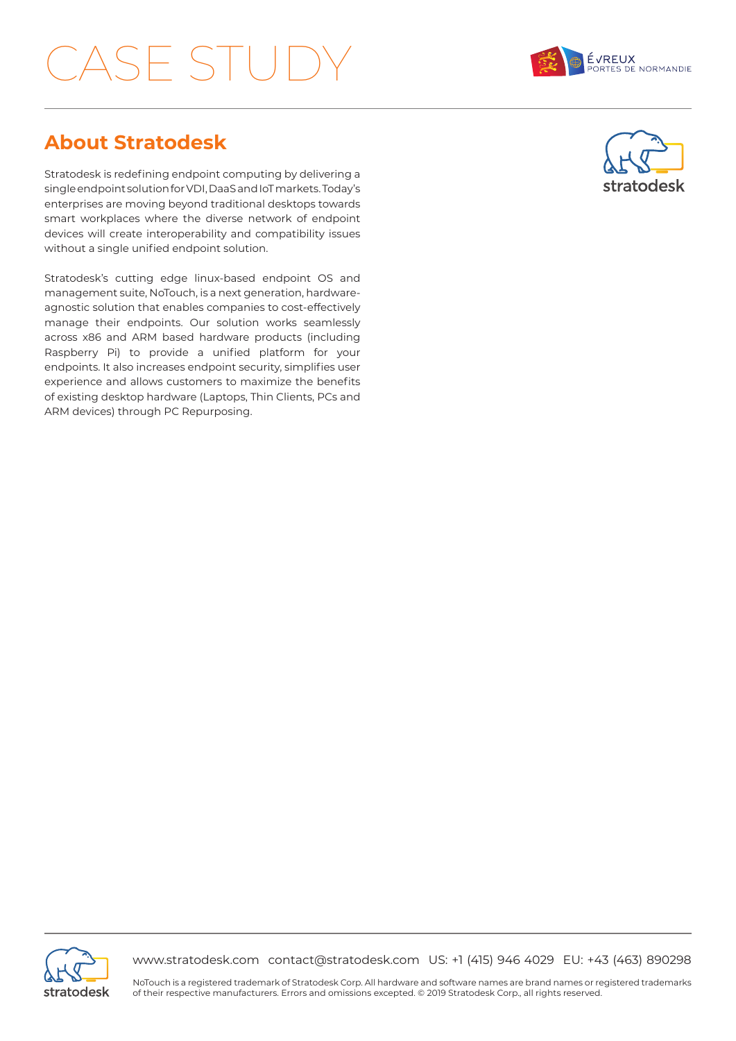# CASE STUDY

## About Stratodesk

Stratodesk is redefining endpoint computing by delivering a single endpoint solution for VDI, DaaS and IoT markets. Today's enterprises are moving beyond traditional desktops towards smart workplaces where the diverse network of endpoint devices will create interoperability and compatibility issues without a single unified endpoint solution.

Stratodesk's cutting edge linux-based endpoint OS and management suite, NoTouch, is a next generation, hardware-agnostic solution that enables companies to cost-effectively manage their endpoints. Our solution works seamlessly across x86 and ARM based hardware products (including Raspberry Pi) to provide a unified platform for your endpoints. It also increases endpoint security, simplifies user experience and allows customers to maximize the benefits of existing desktop hardware (Laptops, Thin Clients, PCs and ARM devices) through PC Repurposing.

www.stratodesk.com contact@stratodesk.com US: +1 (415) 946 4029 EU: +43 (463) 890298

NoTouch is a registered trademark of Stratodesk Corp. All hardware and software names are brand names or registered trademarks of their respective manufacturers. Errors and omissions excepted. © 2019 Stratodesk Corp., all rights reserved.